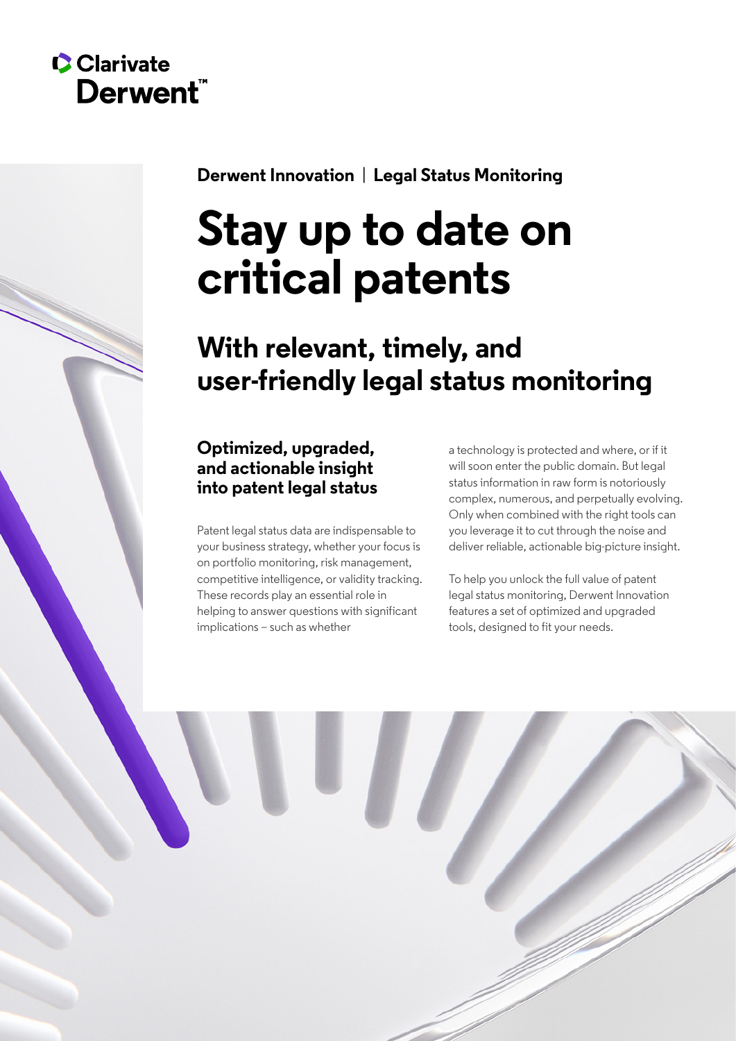Clarivate
Derwent™

**Derwent Innovation | Legal Status Monitoring**

# Stay up to date on critical patents

## With relevant, timely, and user-friendly legal status monitoring

### Optimized, upgraded, and actionable insight into patent legal status

Patent legal status data are indispensable to your business strategy, whether your focus is on portfolio monitoring, risk management, competitive intelligence, or validity tracking. These records play an essential role in helping to answer questions with significant implications – such as whether a technology is protected and where, or if it will soon enter the public domain. But legal status information in raw form is notoriously complex, numerous, and perpetually evolving. Only when combined with the right tools can you leverage it to cut through the noise and deliver reliable, actionable big-picture insight.

To help you unlock the full value of patent legal status monitoring, Derwent Innovation features a set of optimized and upgraded tools, designed to fit your needs.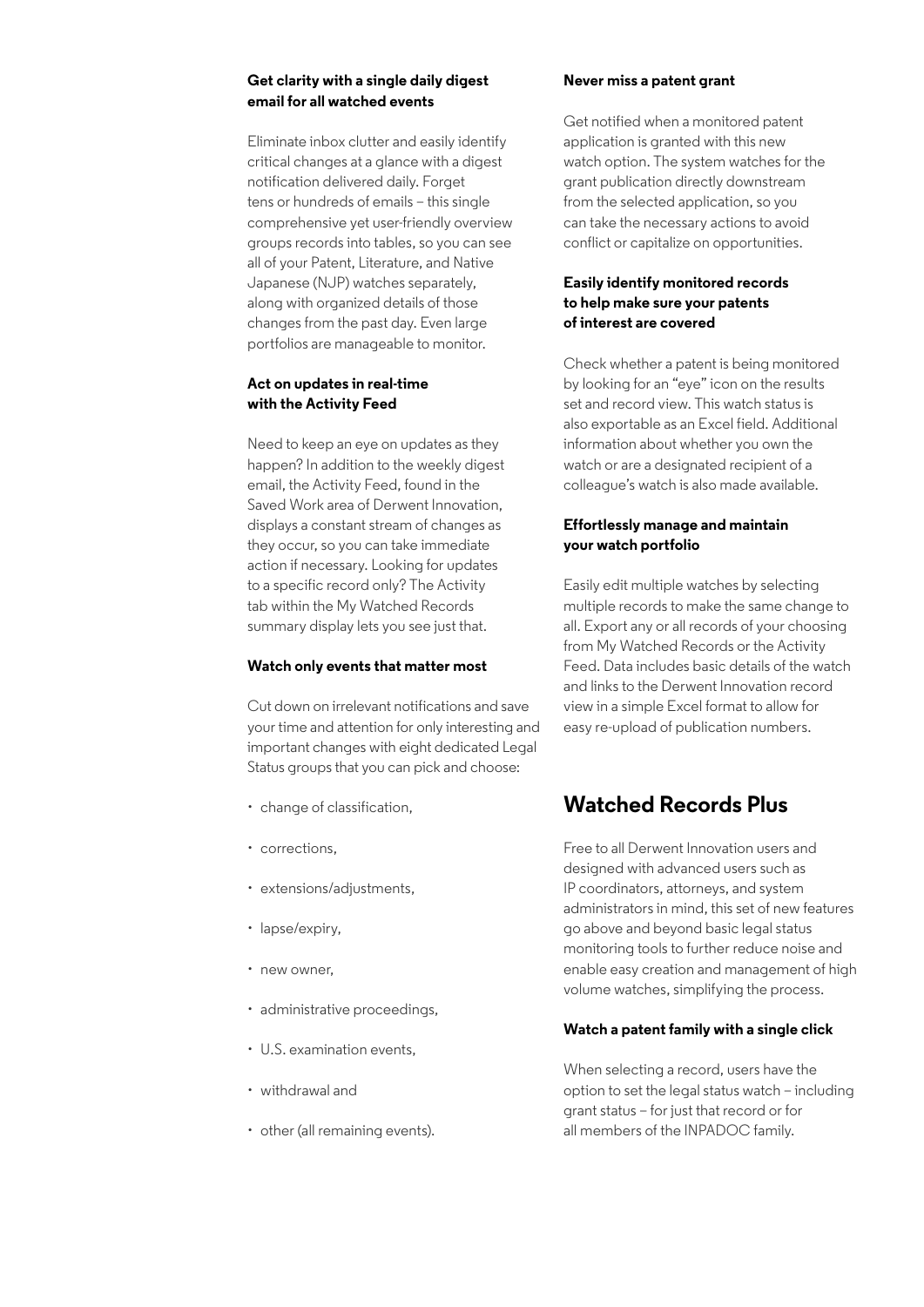### Get clarity with a single daily digest email for all watched events

Eliminate inbox clutter and easily identify critical changes at a glance with a digest notification delivered daily. Forget tens or hundreds of emails – this single comprehensive yet user-friendly overview groups records into tables, so you can see all of your Patent, Literature, and Native Japanese (NJP) watches separately, along with organized details of those changes from the past day. Even large portfolios are manageable to monitor.

### Act on updates in real-time with the Activity Feed

Need to keep an eye on updates as they happen? In addition to the weekly digest email, the Activity Feed, found in the Saved Work area of Derwent Innovation, displays a constant stream of changes as they occur, so you can take immediate action if necessary. Looking for updates to a specific record only? The Activity tab within the My Watched Records summary display lets you see just that.

### Watch only events that matter most

Cut down on irrelevant notifications and save your time and attention for only interesting and important changes with eight dedicated Legal Status groups that you can pick and choose:

- change of classification,
- corrections,
- extensions/adjustments,
- lapse/expiry,
- new owner,
- administrative proceedings,
- U.S. examination events,
- withdrawal and
- other (all remaining events).

### Never miss a patent grant

Get notified when a monitored patent application is granted with this new watch option. The system watches for the grant publication directly downstream from the selected application, so you can take the necessary actions to avoid conflict or capitalize on opportunities.

### Easily identify monitored records to help make sure your patents of interest are covered

Check whether a patent is being monitored by looking for an "eye" icon on the results set and record view. This watch status is also exportable as an Excel field. Additional information about whether you own the watch or are a designated recipient of a colleague's watch is also made available.

### Effortlessly manage and maintain your watch portfolio

Easily edit multiple watches by selecting multiple records to make the same change to all. Export any or all records of your choosing from My Watched Records or the Activity Feed. Data includes basic details of the watch and links to the Derwent Innovation record view in a simple Excel format to allow for easy re-upload of publication numbers.

## Watched Records Plus

Free to all Derwent Innovation users and designed with advanced users such as IP coordinators, attorneys, and system administrators in mind, this set of new features go above and beyond basic legal status monitoring tools to further reduce noise and enable easy creation and management of high volume watches, simplifying the process.

### Watch a patent family with a single click

When selecting a record, users have the option to set the legal status watch – including grant status – for just that record or for all members of the INPADOC family.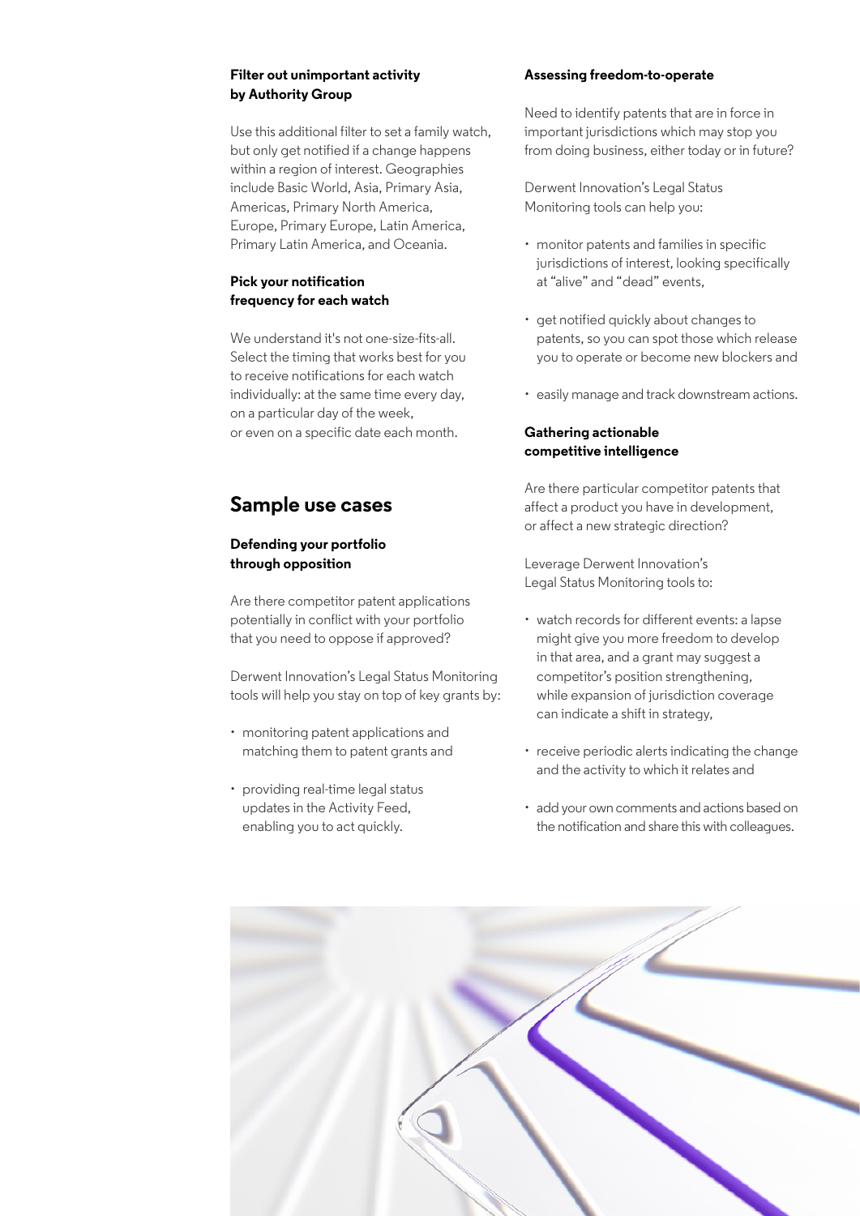**Filter out unimportant activity by Authority Group**

Use this additional filter to set a family watch, but only get notified if a change happens within a region of interest. Geographies include Basic World, Asia, Primary Asia, Americas, Primary North America, Europe, Primary Europe, Latin America, Primary Latin America, and Oceania.

**Pick your notification frequency for each watch**

We understand it's not one-size-fits-all. Select the timing that works best for you to receive notifications for each watch individually: at the same time every day, on a particular day of the week, or even on a specific date each month.

## Sample use cases

**Defending your portfolio through opposition**

Are there competitor patent applications potentially in conflict with your portfolio that you need to oppose if approved?

Derwent Innovation's Legal Status Monitoring tools will help you stay on top of key grants by:

- monitoring patent applications and matching them to patent grants and
- providing real-time legal status updates in the Activity Feed, enabling you to act quickly.

**Assessing freedom-to-operate**

Need to identify patents that are in force in important jurisdictions which may stop you from doing business, either today or in future?

Derwent Innovation's Legal Status Monitoring tools can help you:

- monitor patents and families in specific jurisdictions of interest, looking specifically at "alive" and "dead" events,
- get notified quickly about changes to patents, so you can spot those which release you to operate or become new blockers and
- easily manage and track downstream actions.

**Gathering actionable competitive intelligence**

Are there particular competitor patents that affect a product you have in development, or affect a new strategic direction?

Leverage Derwent Innovation's Legal Status Monitoring tools to:

- watch records for different events: a lapse might give you more freedom to develop in that area, and a grant may suggest a competitor's position strengthening, while expansion of jurisdiction coverage can indicate a shift in strategy,
- receive periodic alerts indicating the change and the activity to which it relates and
- add your own comments and actions based on the notification and share this with colleagues.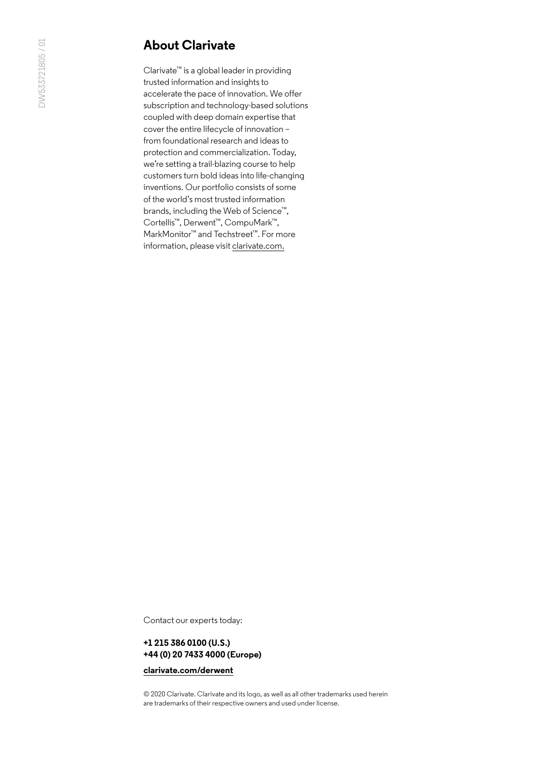## About Clarivate

Clarivate™ is a global leader in providing trusted information and insights to accelerate the pace of innovation. We offer subscription and technology-based solutions coupled with deep domain expertise that cover the entire lifecycle of innovation – from foundational research and ideas to protection and commercialization. Today, we're setting a trail-blazing course to help customers turn bold ideas into life-changing inventions. Our portfolio consists of some of the world's most trusted information brands, including the Web of Science™, Cortellis™, Derwent™, CompuMark™, MarkMonitor™ and Techstreet™. For more information, please visit clarivate.com.

Contact our experts today:

**+1 215 386 0100 (U.S.)**
**+44 (0) 20 7433 4000 (Europe)**

**clarivate.com/derwent**

© 2020 Clarivate. Clarivate and its logo, as well as all other trademarks used herein are trademarks of their respective owners and used under license.

DW533721805 / 01